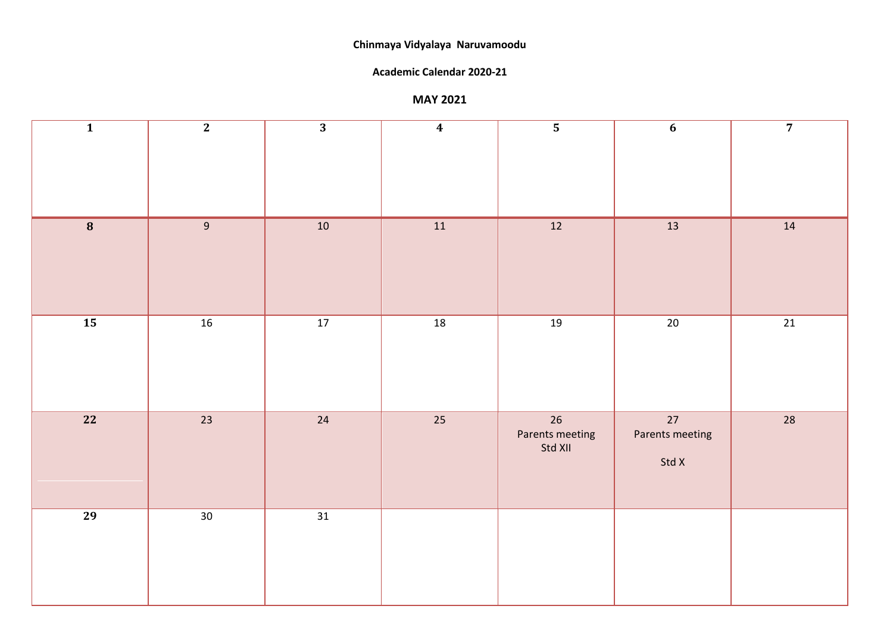**Chinmaya Vidyalaya Naruvamoodu**

**Academic Calendar 2020-21**

**MAY 2021**

| 1 | 2 | 3 | 4 | 5 | 6 | 7 |
|---|---|---|---|---|---|---|
| 8 | 9 | 10 | 11 | 12 | 13 | 14 |
| 15 | 16 | 17 | 18 | 19 | 20 | 21 |
| 22 | 23 | 24 | 25 | 26 Parents meeting Std XII | 27 Parents meeting Std X | 28 |
| 29 | 30 | 31 | | | | |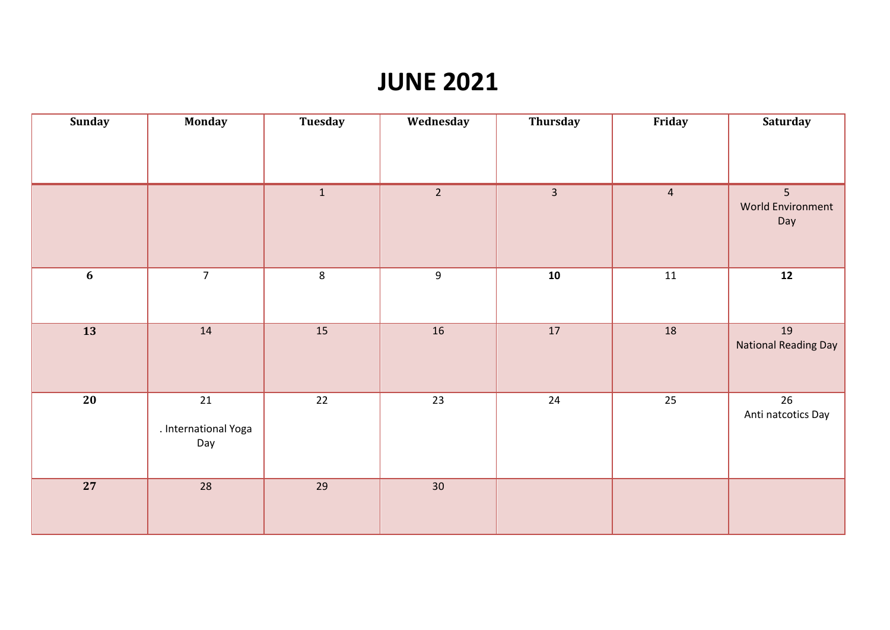# JUNE 2021

| Sunday | Monday | Tuesday | Wednesday | Thursday | Friday | Saturday |
|---|---|---|---|---|---|---|
| | | 1 | 2 | 3 | 4 | 5 World Environment Day |
| **6** | 7 | 8 | 9 | **10** | 11 | **12** |
| **13** | 14 | 15 | 16 | 17 | 18 | 19 National Reading Day |
| **20** | 21 . International Yoga Day | 22 | 23 | 24 | 25 | 26 Anti natcotics Day |
| **27** | 28 | 29 | 30 | | | |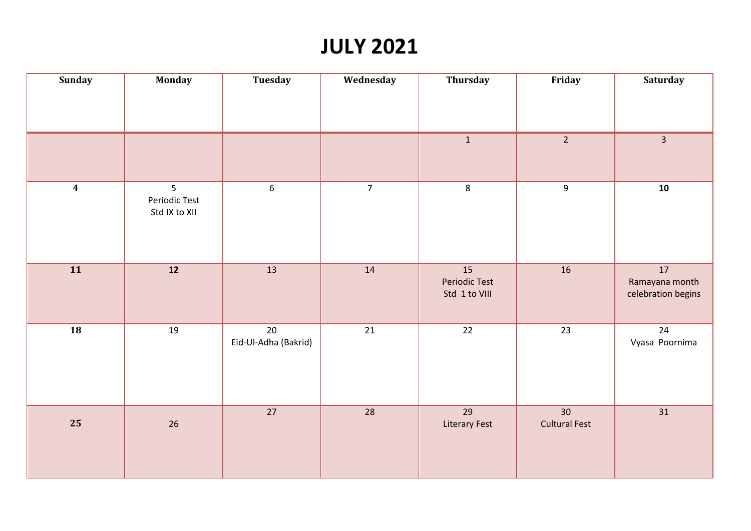# JULY 2021

| Sunday | Monday | Tuesday | Wednesday | Thursday | Friday | Saturday |
|---|---|---|---|---|---|---|
| | | | | 1 | 2 | 3 |
| **4** | 5 Periodic Test Std IX to XII | 6 | 7 | 8 | 9 | **10** |
| **11** | **12** | 13 | 14 | 15 Periodic Test Std 1 to VIII | 16 | 17 Ramayana month celebration begins |
| **18** | 19 | 20 Eid-Ul-Adha (Bakrid) | 21 | 22 | 23 | 24 Vyasa Poornima |
| **25** | 26 | 27 | 28 | 29 Literary Fest | 30 Cultural Fest | 31 |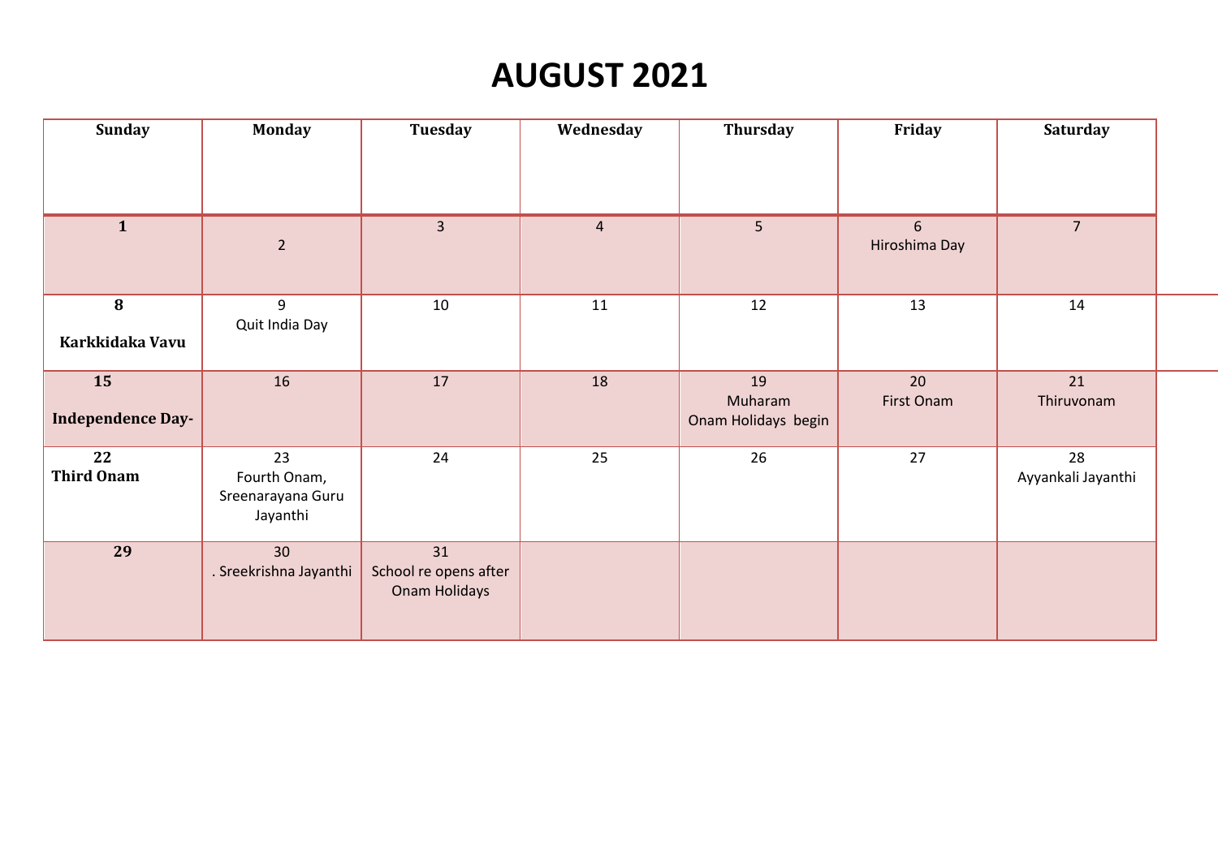# AUGUST 2021

| Sunday | Monday | Tuesday | Wednesday | Thursday | Friday | Saturday |
|---|---|---|---|---|---|---|
| **1** | 2 | 3 | 4 | 5 | 6 Hiroshima Day | 7 |
| **8** **Karkkidaka Vavu** | 9 Quit India Day | 10 | 11 | 12 | 13 | 14 |
| **15** **Independence Day-** | 16 | 17 | 18 | 19 Muharam Onam Holidays begin | 20 First Onam | 21 Thiruvonam |
| **22** **Third Onam** | 23 Fourth Onam, Sreenarayana Guru Jayanthi | 24 | 25 | 26 | 27 | 28 Ayyankali Jayanthi |
| **29** | 30 . Sreekrishna Jayanthi | 31 School re opens after Onam Holidays | | | | |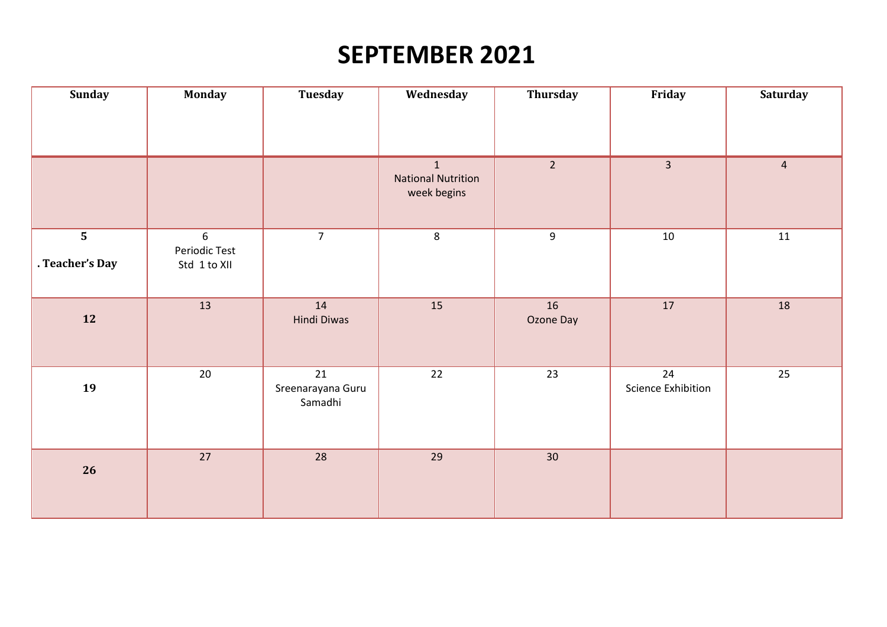# SEPTEMBER 2021

| Sunday | Monday | Tuesday | Wednesday | Thursday | Friday | Saturday |
|---|---|---|---|---|---|---|
| | | | 1 National Nutrition week begins | 2 | 3 | 4 |
| **5** **. Teacher's Day** | 6 Periodic Test Std 1 to XII | 7 | 8 | 9 | 10 | 11 |
| **12** | 13 | 14 Hindi Diwas | 15 | 16 Ozone Day | 17 | 18 |
| **19** | 20 | 21 Sreenarayana Guru Samadhi | 22 | 23 | 24 Science Exhibition | 25 |
| **26** | 27 | 28 | 29 | 30 | | |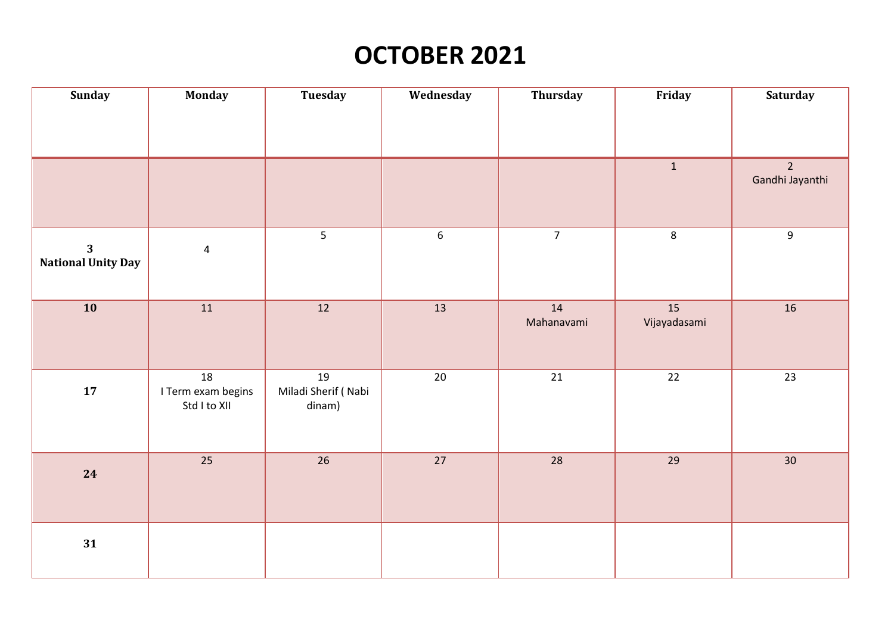# OCTOBER 2021

| Sunday | Monday | Tuesday | Wednesday | Thursday | Friday | Saturday |
|---|---|---|---|---|---|---|
| | | | | | 1 | 2 Gandhi Jayanthi |
| **3 National Unity Day** | 4 | 5 | 6 | 7 | 8 | 9 |
| **10** | 11 | 12 | 13 | 14 Mahanavami | 15 Vijayadasami | 16 |
| **17** | 18 I Term exam begins Std I to XII | 19 Miladi Sherif ( Nabi dinam) | 20 | 21 | 22 | 23 |
| **24** | 25 | 26 | 27 | 28 | 29 | 30 |
| **31** | | | | | | |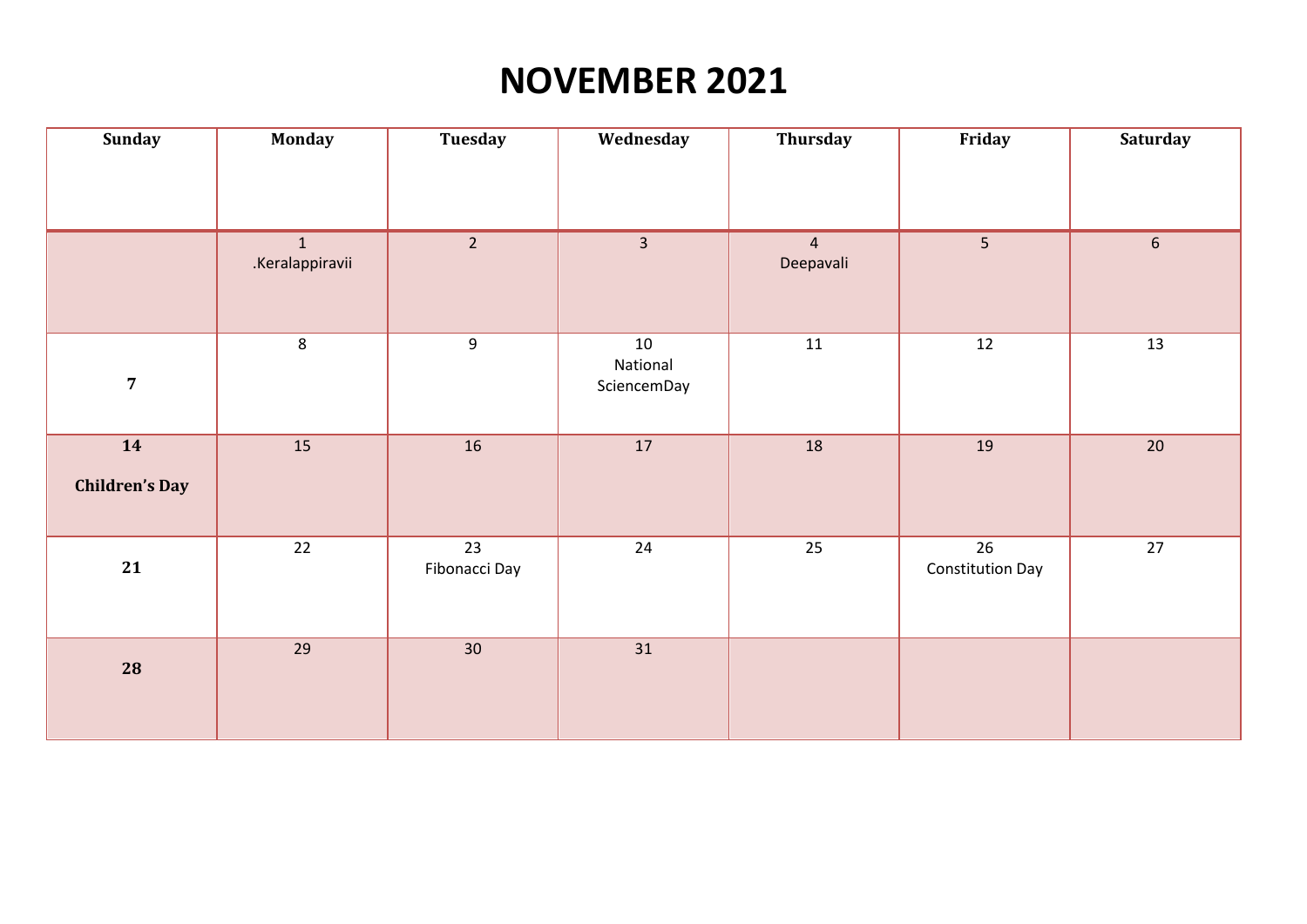# NOVEMBER 2021

| Sunday | Monday | Tuesday | Wednesday | Thursday | Friday | Saturday |
|---|---|---|---|---|---|---|
| | 1 .Keralappiravii | 2 | 3 | 4 Deepavali | 5 | 6 |
| **7** | 8 | 9 | 10 National SciencemDay | 11 | 12 | 13 |
| **14 Children's Day** | 15 | 16 | 17 | 18 | 19 | 20 |
| **21** | 22 | 23 Fibonacci Day | 24 | 25 | 26 Constitution Day | 27 |
| **28** | 29 | 30 | 31 | | | |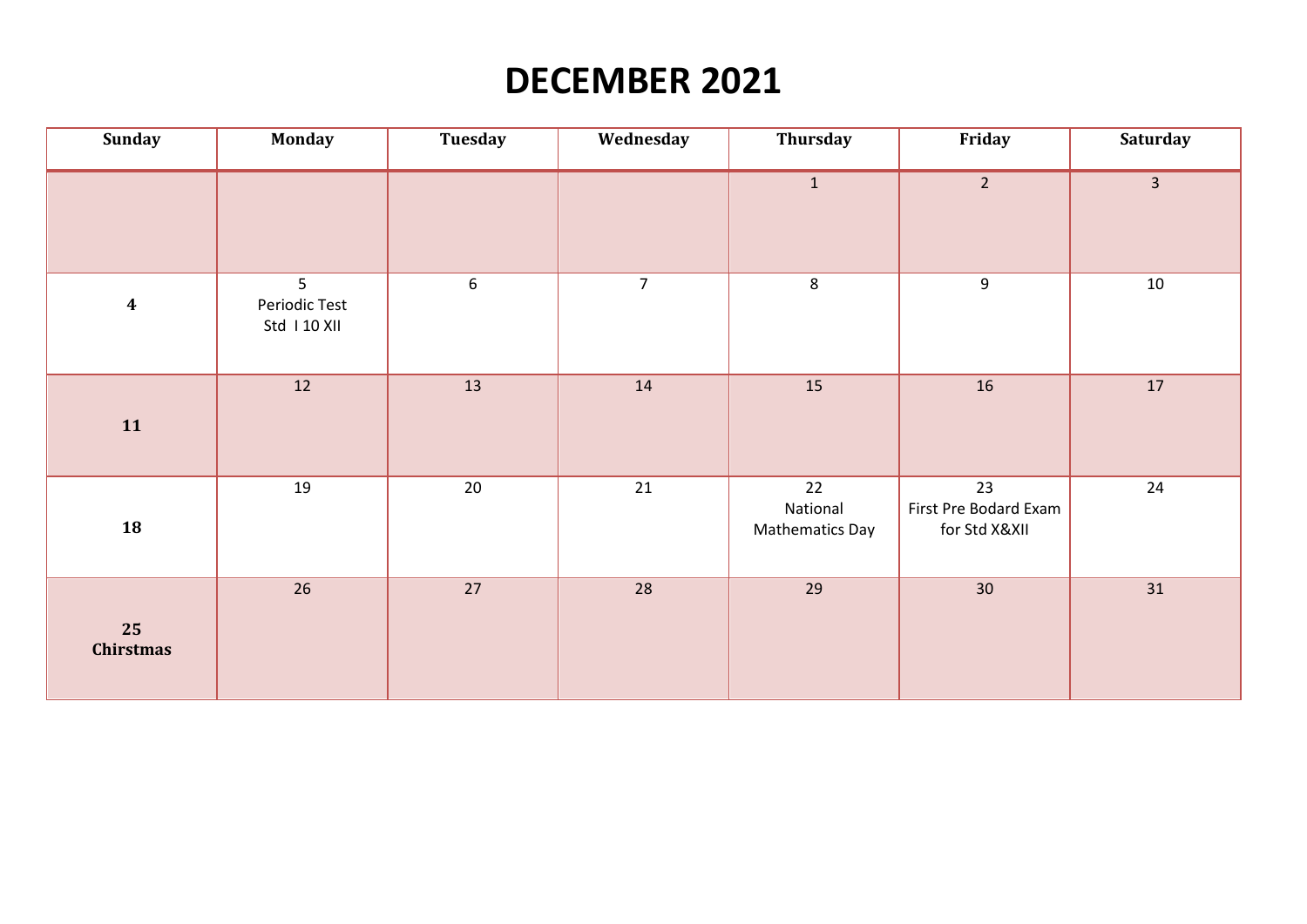# DECEMBER 2021

| Sunday | Monday | Tuesday | Wednesday | Thursday | Friday | Saturday |
|---|---|---|---|---|---|---|
| | | | | 1 | 2 | 3 |
| **4** | 5 Periodic Test Std I 10 XII | 6 | 7 | 8 | 9 | 10 |
| **11** | 12 | 13 | 14 | 15 | 16 | 17 |
| **18** | 19 | 20 | 21 | 22 National Mathematics Day | 23 First Pre Bodard Exam for Std X&XII | 24 |
| **25 Chirstmas** | 26 | 27 | 28 | 29 | 30 | 31 |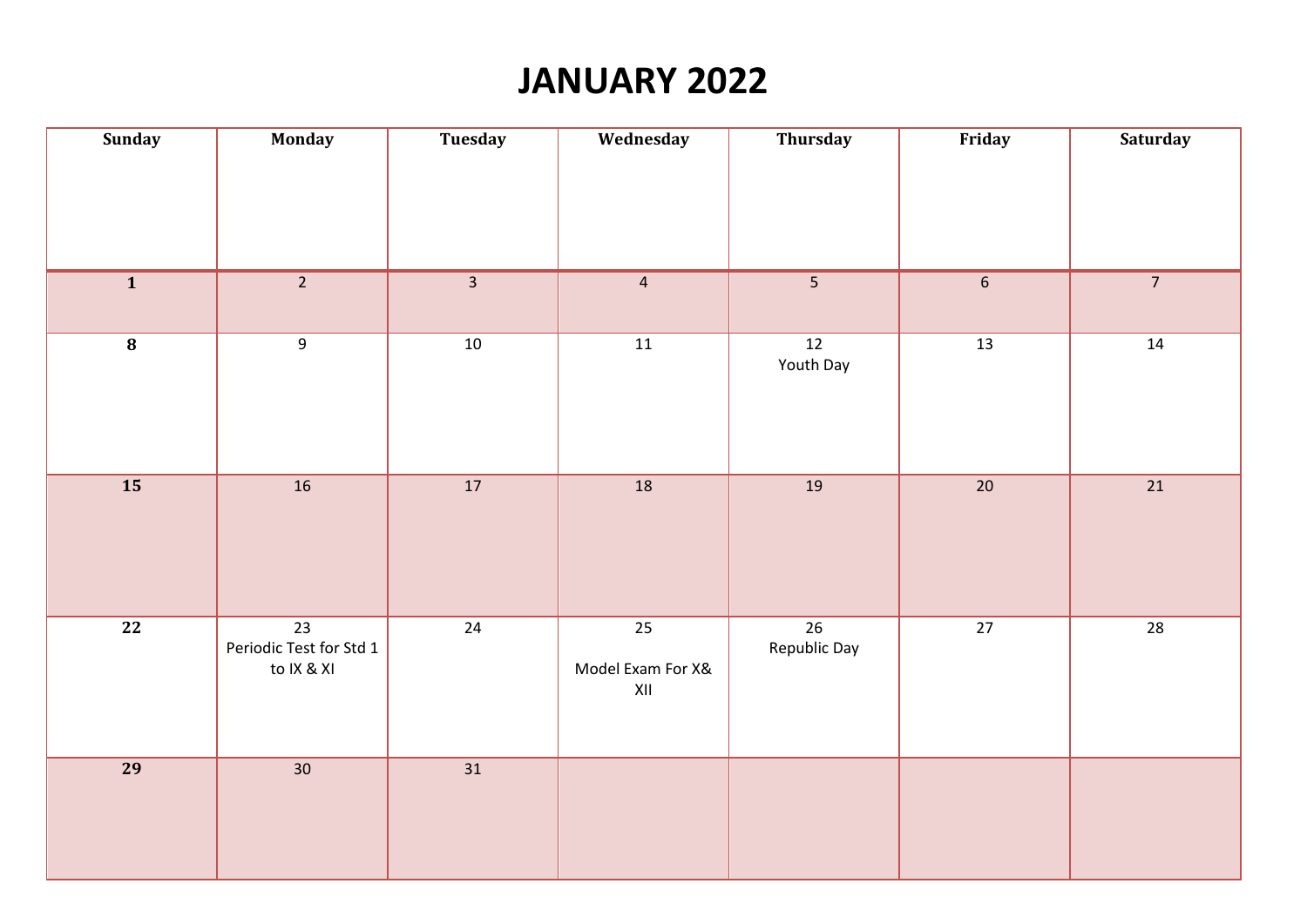# JANUARY 2022

| Sunday | Monday | Tuesday | Wednesday | Thursday | Friday | Saturday |
|---|---|---|---|---|---|---|
| | | | | | | |
| **1** | 2 | 3 | 4 | 5 | 6 | 7 |
| **8** | 9 | 10 | 11 | 12 Youth Day | 13 | 14 |
| **15** | 16 | 17 | 18 | 19 | 20 | 21 |
| **22** | 23 Periodic Test for Std 1 to IX & XI | 24 | 25 Model Exam For X& XII | 26 Republic Day | 27 | 28 |
| **29** | 30 | 31 | | | | |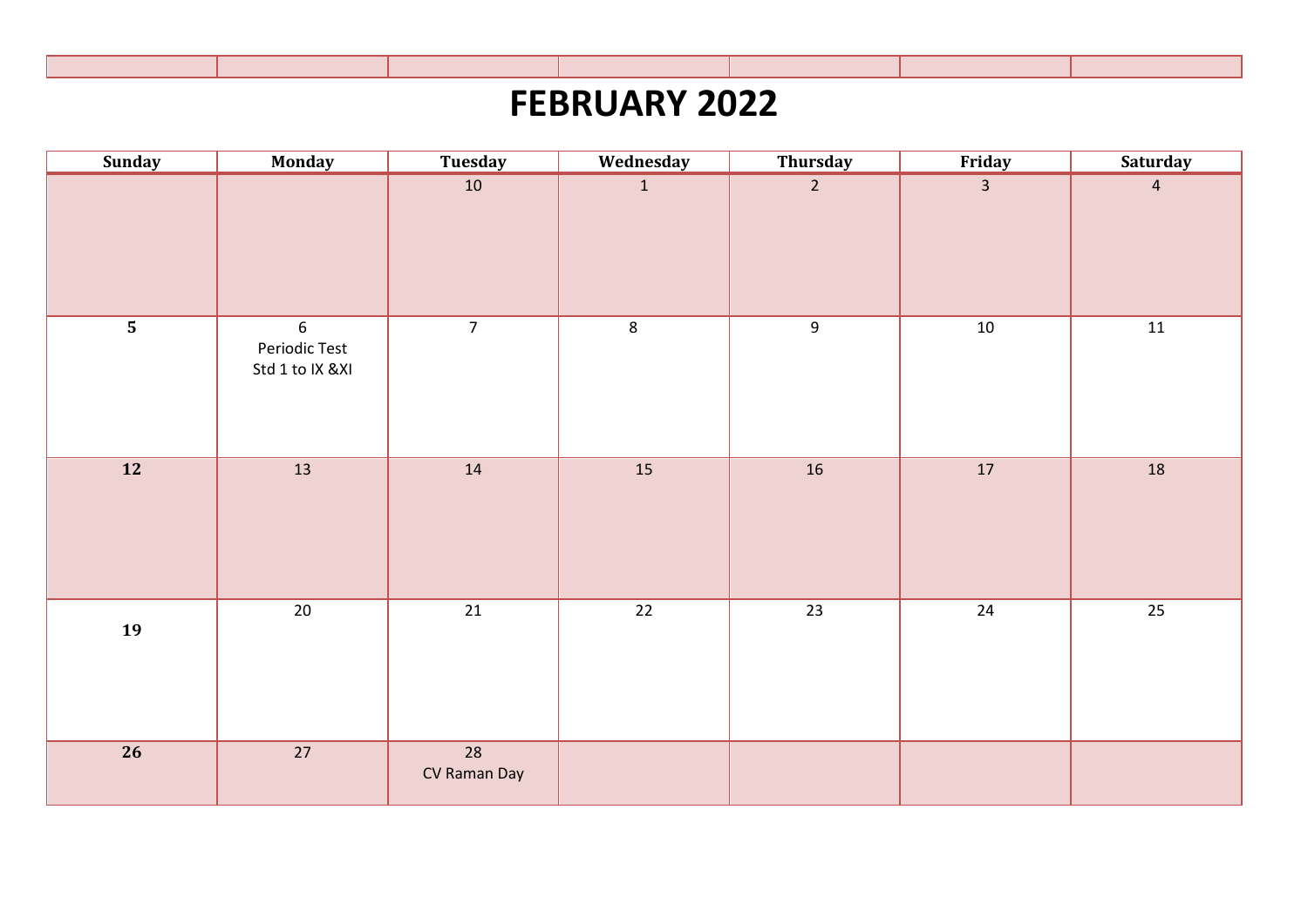# FEBRUARY 2022

| Sunday | Monday | Tuesday | Wednesday | Thursday | Friday | Saturday |
|---|---|---|---|---|---|---|
| | | 10 | 1 | 2 | 3 | 4 |
| **5** | 6 Periodic Test Std 1 to IX &XI | 7 | 8 | 9 | 10 | 11 |
| **12** | 13 | 14 | 15 | 16 | 17 | 18 |
| **19** | 20 | 21 | 22 | 23 | 24 | 25 |
| **26** | 27 | 28 CV Raman Day | | | | |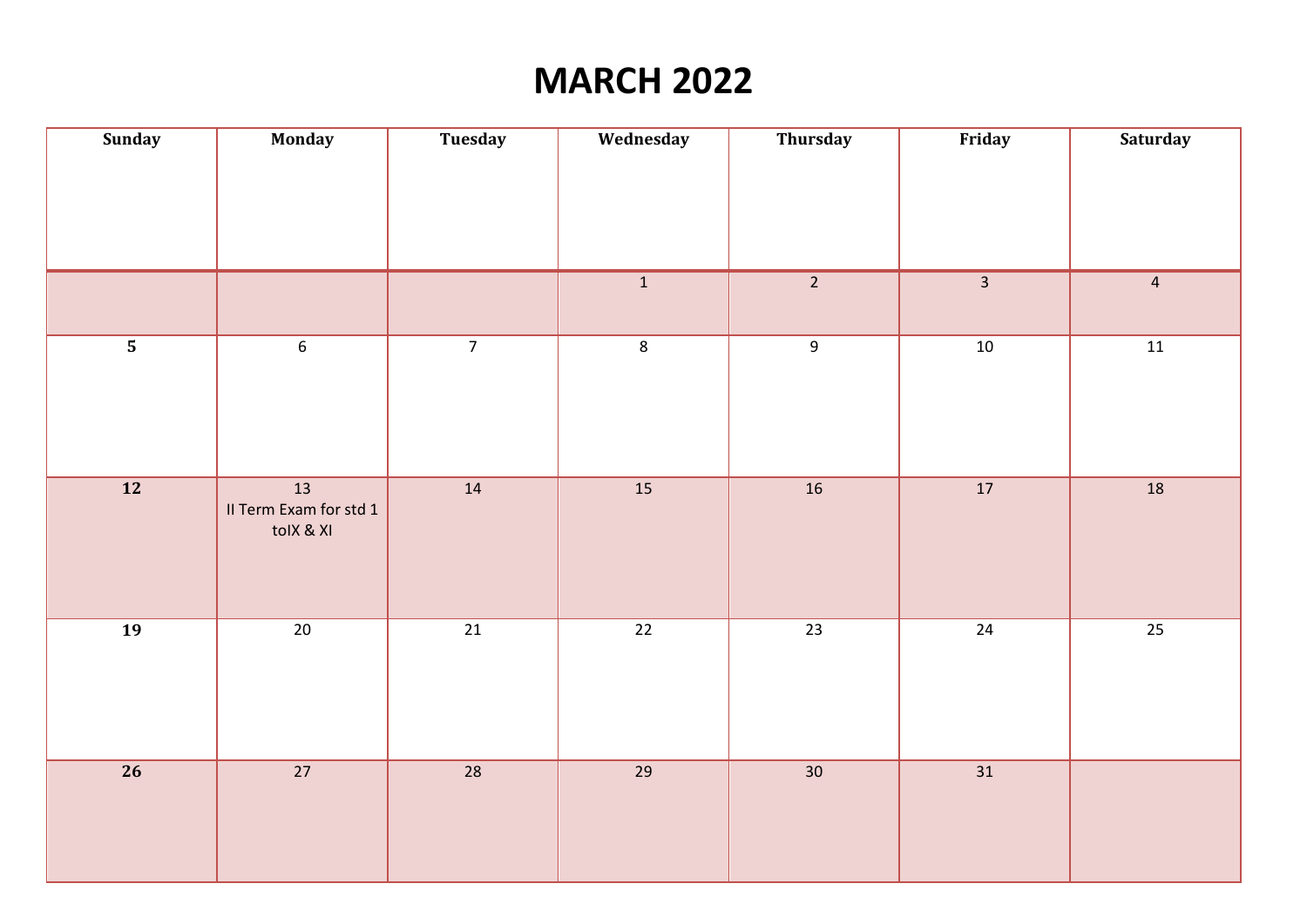# MARCH 2022

| Sunday | Monday | Tuesday | Wednesday | Thursday | Friday | Saturday |
|---|---|---|---|---|---|---|
| | | | 1 | 2 | 3 | 4 |
| **5** | 6 | 7 | 8 | 9 | 10 | 11 |
| **12** | 13 II Term Exam for std 1 toIX & XI | 14 | 15 | 16 | 17 | 18 |
| **19** | 20 | 21 | 22 | 23 | 24 | 25 |
| **26** | 27 | 28 | 29 | 30 | 31 | |